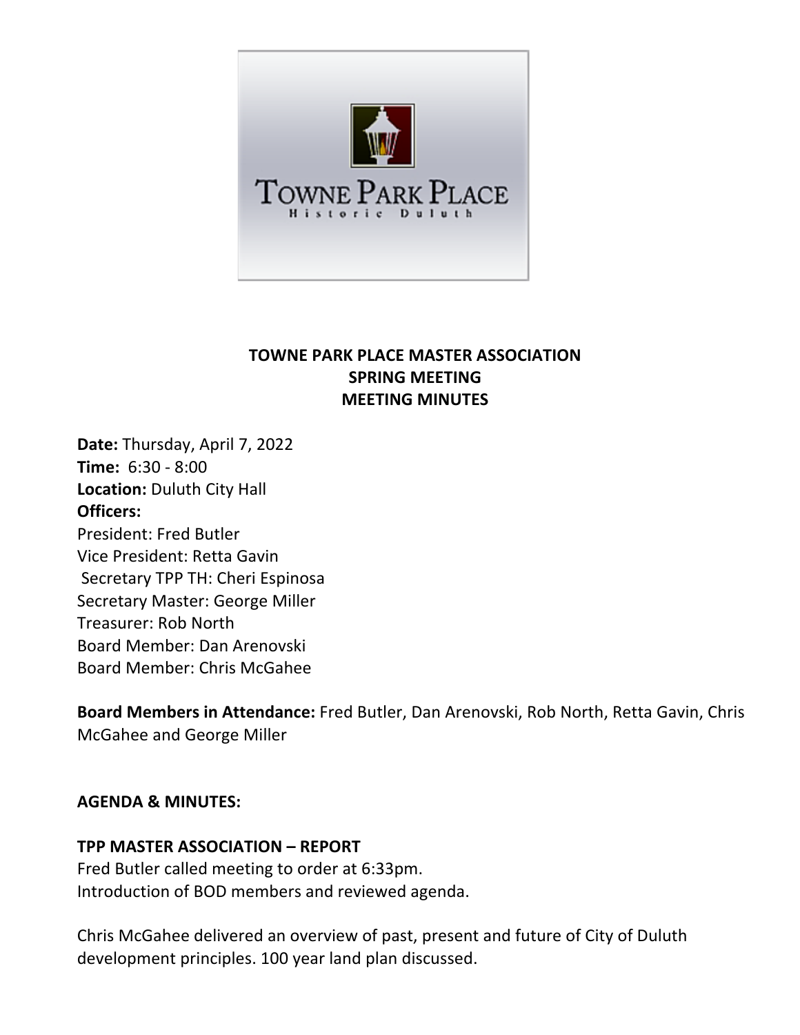# TOWNE PARK PLACE MASTER ASSOCIATION
## SPRING MEETING
## MEETING MINUTES

**Date:** Thursday, April 7, 2022
**Time:** 6:30 - 8:00
**Location:** Duluth City Hall
**Officers:**
President: Fred Butler
Vice President: Retta Gavin
Secretary TPP TH: Cheri Espinosa
Secretary Master: George Miller
Treasurer: Rob North
Board Member: Dan Arenovski
Board Member: Chris McGahee

**Board Members in Attendance:** Fred Butler, Dan Arenovski, Rob North, Retta Gavin, Chris McGahee and George Miller

**AGENDA & MINUTES:**

**TPP MASTER ASSOCIATION – REPORT**
Fred Butler called meeting to order at 6:33pm.
Introduction of BOD members and reviewed agenda.

Chris McGahee delivered an overview of past, present and future of City of Duluth development principles. 100 year land plan discussed.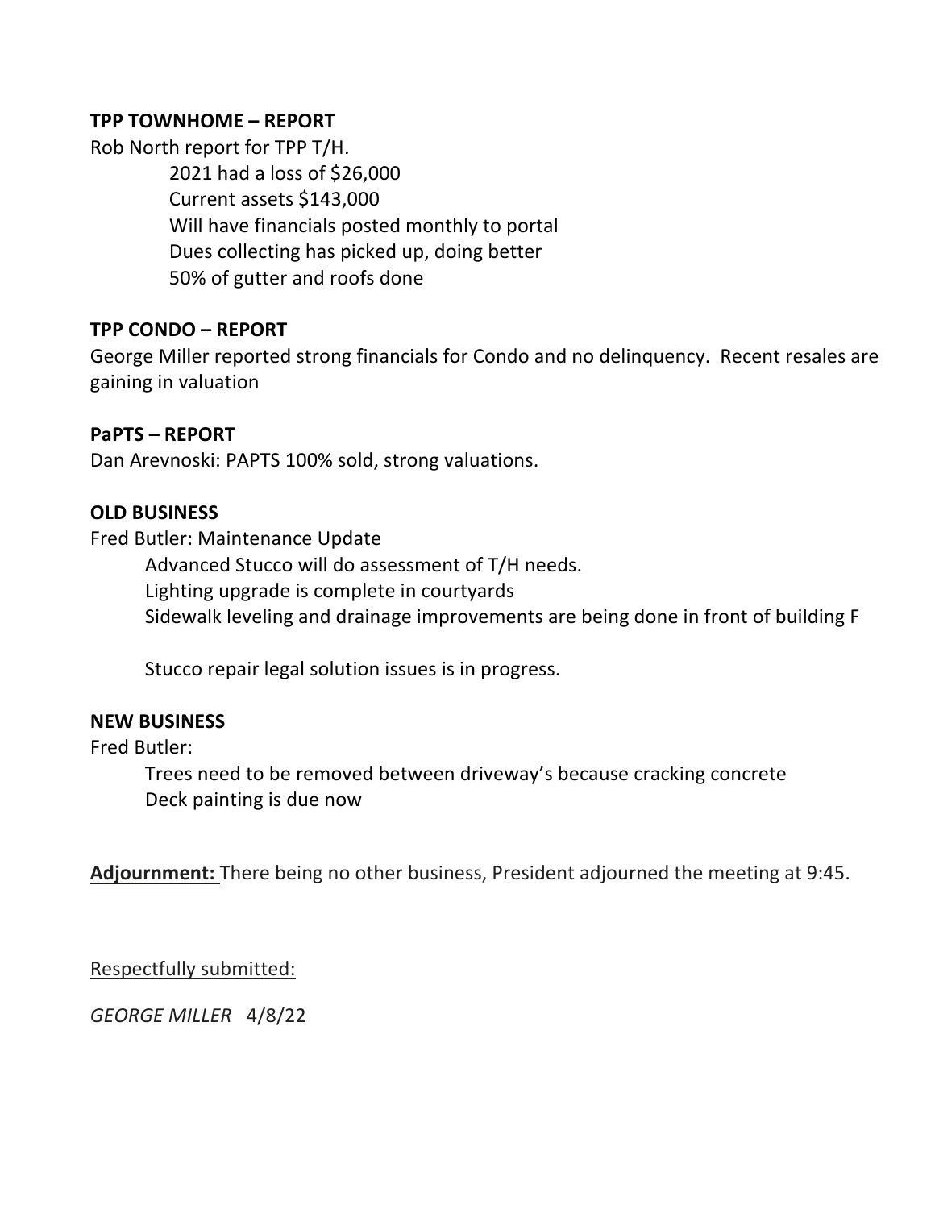**TPP TOWNHOME – REPORT**

Rob North report for TPP T/H.

- 2021 had a loss of $26,000
- Current assets $143,000
- Will have financials posted monthly to portal
- Dues collecting has picked up, doing better
- 50% of gutter and roofs done

**TPP CONDO – REPORT**

George Miller reported strong financials for Condo and no delinquency. Recent resales are gaining in valuation

**PaPTS – REPORT**

Dan Arevnoski: PAPTS 100% sold, strong valuations.

**OLD BUSINESS**

Fred Butler: Maintenance Update

- Advanced Stucco will do assessment of T/H needs.
- Lighting upgrade is complete in courtyards
- Sidewalk leveling and drainage improvements are being done in front of building F
- Stucco repair legal solution issues is in progress.

**NEW BUSINESS**

Fred Butler:

- Trees need to be removed between driveway's because cracking concrete
- Deck painting is due now

**Adjournment:** There being no other business, President adjourned the meeting at 9:45.

Respectfully submitted:

*GEORGE MILLER* 4/8/22